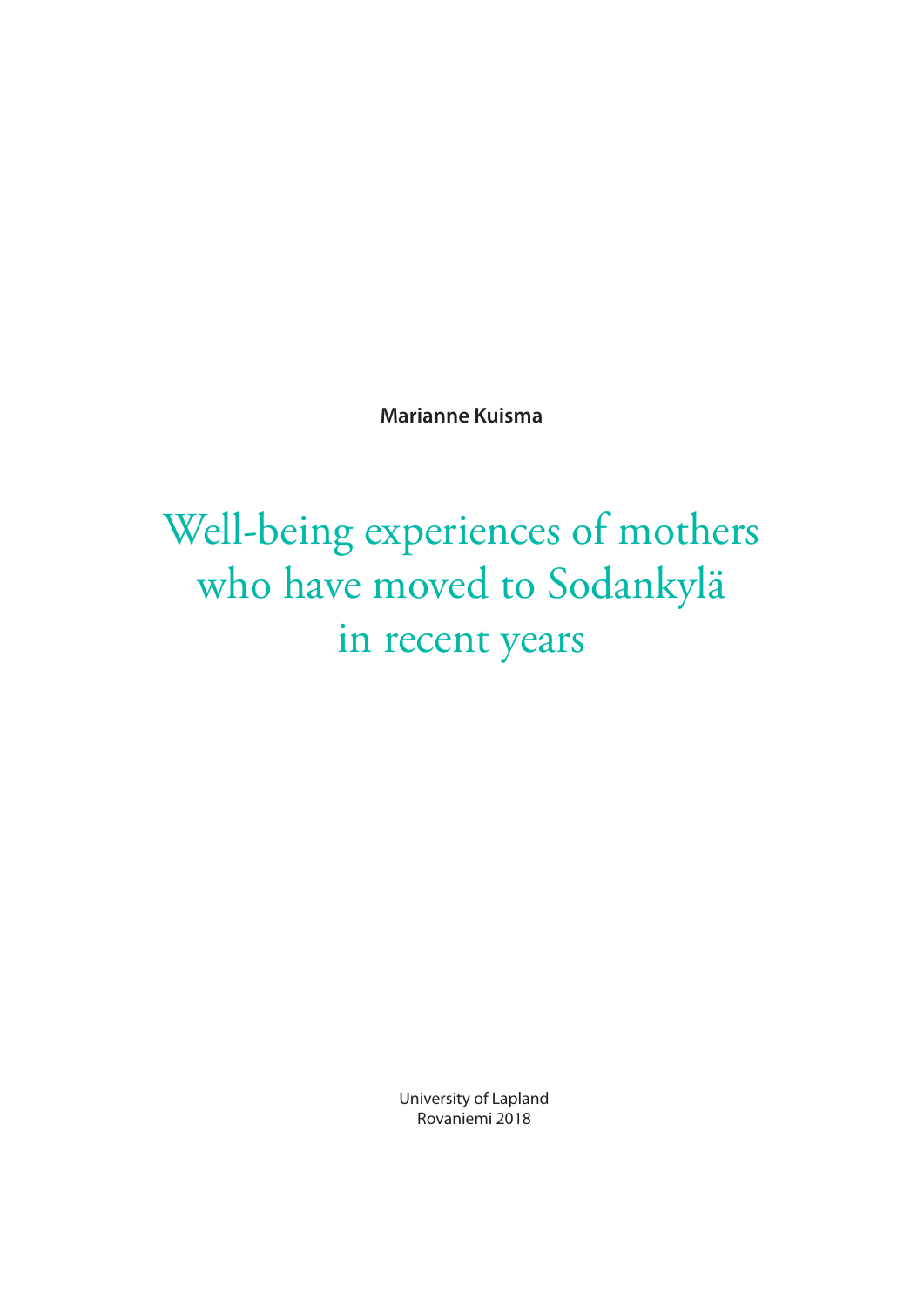**Marianne Kuisma**

# Well-being experiences of mothers who have moved to Sodankylä in recent years

University of Lapland
Rovaniemi 2018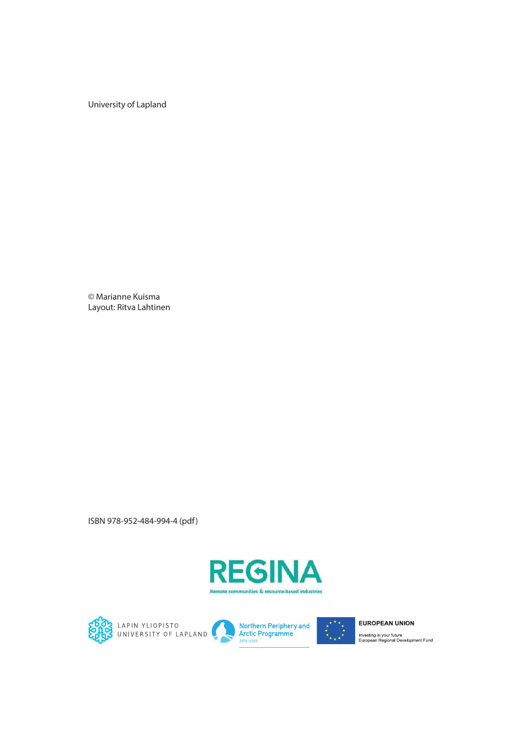University of Lapland

© Marianne Kuisma
Layout: Ritva Lahtinen

ISBN 978-952-484-994-4 (pdf)

REGINA
Remote communities & resource-based industries

LAPIN YLIOPISTO
UNIVERSITY OF LAPLAND

Northern Periphery and Arctic Programme
2014–2020

EUROPEAN UNION
Investing in your future
European Regional Development Fund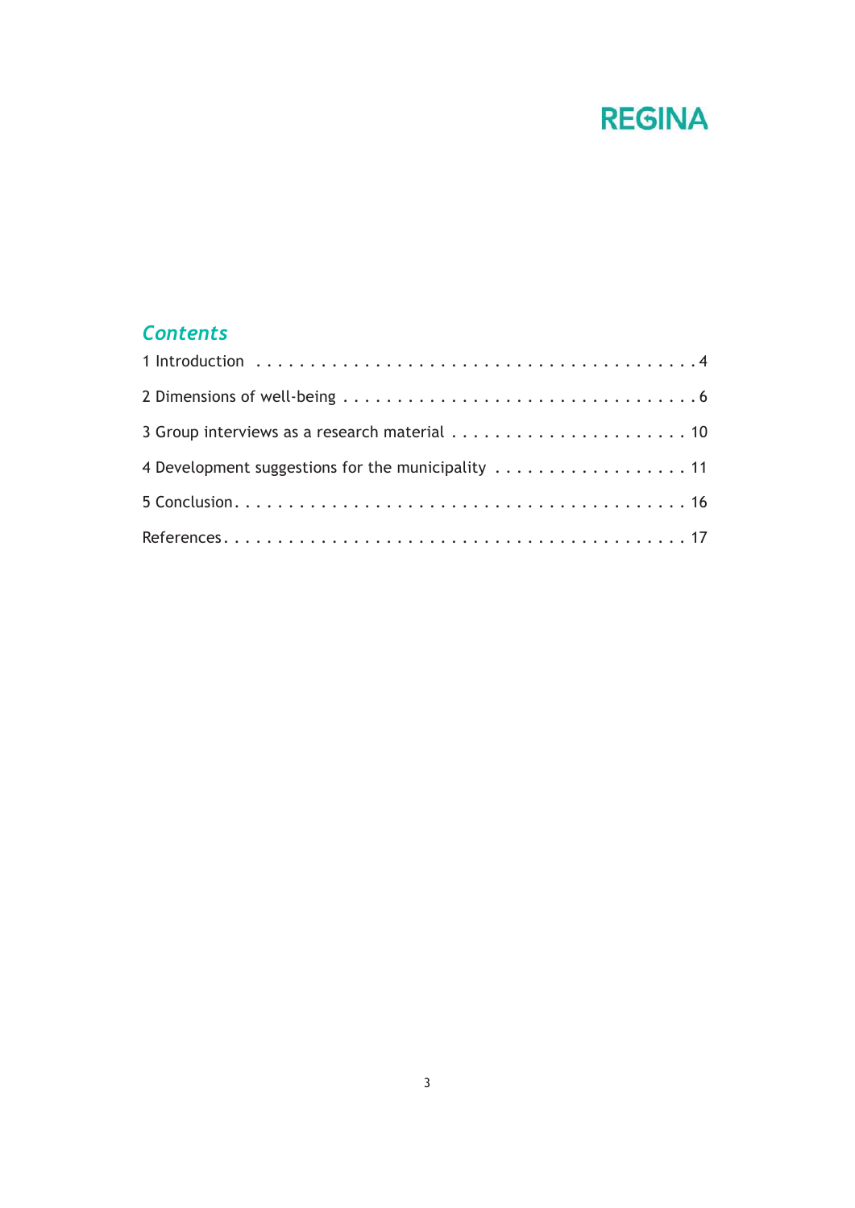REGINA

## *Contents*

1 Introduction . . . . . . . . . . . . . . . . . . . . . . . . . . . . . . . . . . . . . . . . 4

2 Dimensions of well-being . . . . . . . . . . . . . . . . . . . . . . . . . . . . . . . . 6

3 Group interviews as a research material . . . . . . . . . . . . . . . . . . . . . . 10

4 Development suggestions for the municipality . . . . . . . . . . . . . . . . . 11

5 Conclusion . . . . . . . . . . . . . . . . . . . . . . . . . . . . . . . . . . . . . . . . . 16

References . . . . . . . . . . . . . . . . . . . . . . . . . . . . . . . . . . . . . . . . . 17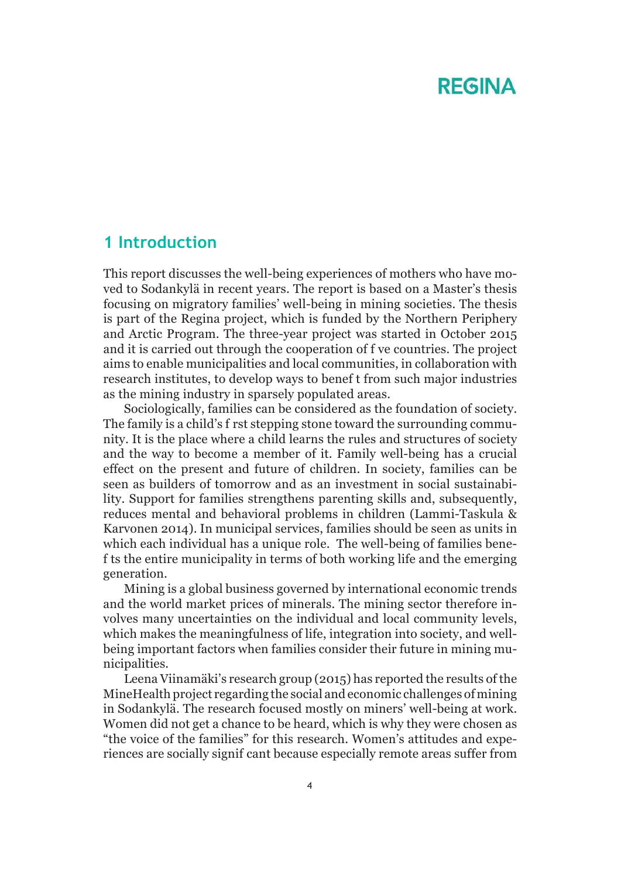## 1 Introduction

This report discusses the well-being experiences of mothers who have moved to Sodankylä in recent years. The report is based on a Master's thesis focusing on migratory families' well-being in mining societies. The thesis is part of the Regina project, which is funded by the Northern Periphery and Arctic Program. The three-year project was started in October 2015 and it is carried out through the cooperation of five countries. The project aims to enable municipalities and local communities, in collaboration with research institutes, to develop ways to benefit from such major industries as the mining industry in sparsely populated areas.

Sociologically, families can be considered as the foundation of society. The family is a child's first stepping stone toward the surrounding community. It is the place where a child learns the rules and structures of society and the way to become a member of it. Family well-being has a crucial effect on the present and future of children. In society, families can be seen as builders of tomorrow and as an investment in social sustainability. Support for families strengthens parenting skills and, subsequently, reduces mental and behavioral problems in children (Lammi-Taskula & Karvonen 2014). In municipal services, families should be seen as units in which each individual has a unique role. The well-being of families benefits the entire municipality in terms of both working life and the emerging generation.

Mining is a global business governed by international economic trends and the world market prices of minerals. The mining sector therefore involves many uncertainties on the individual and local community levels, which makes the meaningfulness of life, integration into society, and well-being important factors when families consider their future in mining municipalities.

Leena Viinamäki's research group (2015) has reported the results of the MineHealth project regarding the social and economic challenges of mining in Sodankylä. The research focused mostly on miners' well-being at work. Women did not get a chance to be heard, which is why they were chosen as "the voice of the families" for this research. Women's attitudes and experiences are socially significant because especially remote areas suffer from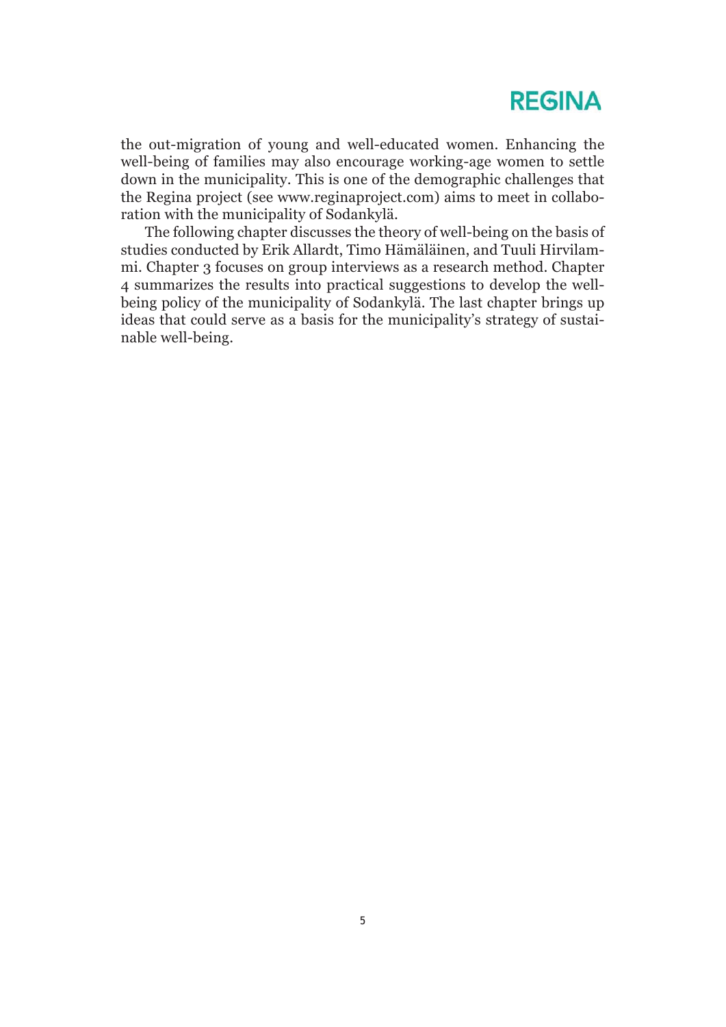the out-migration of young and well-educated women. Enhancing the well-being of families may also encourage working-age women to settle down in the municipality. This is one of the demographic challenges that the Regina project (see www.reginaproject.com) aims to meet in collaboration with the municipality of Sodankylä.

The following chapter discusses the theory of well-being on the basis of studies conducted by Erik Allardt, Timo Hämäläinen, and Tuuli Hirvilammi. Chapter 3 focuses on group interviews as a research method. Chapter 4 summarizes the results into practical suggestions to develop the well-being policy of the municipality of Sodankylä. The last chapter brings up ideas that could serve as a basis for the municipality's strategy of sustainable well-being.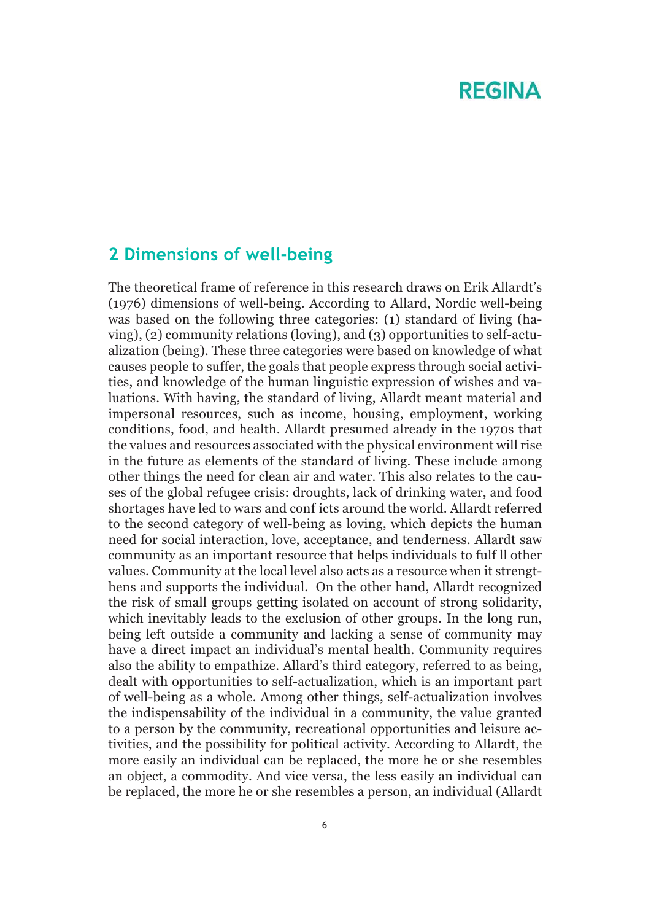## 2 Dimensions of well-being

The theoretical frame of reference in this research draws on Erik Allardt's (1976) dimensions of well-being. According to Allard, Nordic well-being was based on the following three categories: (1) standard of living (having), (2) community relations (loving), and (3) opportunities to self-actualization (being). These three categories were based on knowledge of what causes people to suffer, the goals that people express through social activities, and knowledge of the human linguistic expression of wishes and valuations. With having, the standard of living, Allardt meant material and impersonal resources, such as income, housing, employment, working conditions, food, and health. Allardt presumed already in the 1970s that the values and resources associated with the physical environment will rise in the future as elements of the standard of living. These include among other things the need for clean air and water. This also relates to the causes of the global refugee crisis: droughts, lack of drinking water, and food shortages have led to wars and conf icts around the world. Allardt referred to the second category of well-being as loving, which depicts the human need for social interaction, love, acceptance, and tenderness. Allardt saw community as an important resource that helps individuals to fulf ll other values. Community at the local level also acts as a resource when it strengthens and supports the individual. On the other hand, Allardt recognized the risk of small groups getting isolated on account of strong solidarity, which inevitably leads to the exclusion of other groups. In the long run, being left outside a community and lacking a sense of community may have a direct impact an individual's mental health. Community requires also the ability to empathize. Allard's third category, referred to as being, dealt with opportunities to self-actualization, which is an important part of well-being as a whole. Among other things, self-actualization involves the indispensability of the individual in a community, the value granted to a person by the community, recreational opportunities and leisure activities, and the possibility for political activity. According to Allardt, the more easily an individual can be replaced, the more he or she resembles an object, a commodity. And vice versa, the less easily an individual can be replaced, the more he or she resembles a person, an individual (Allardt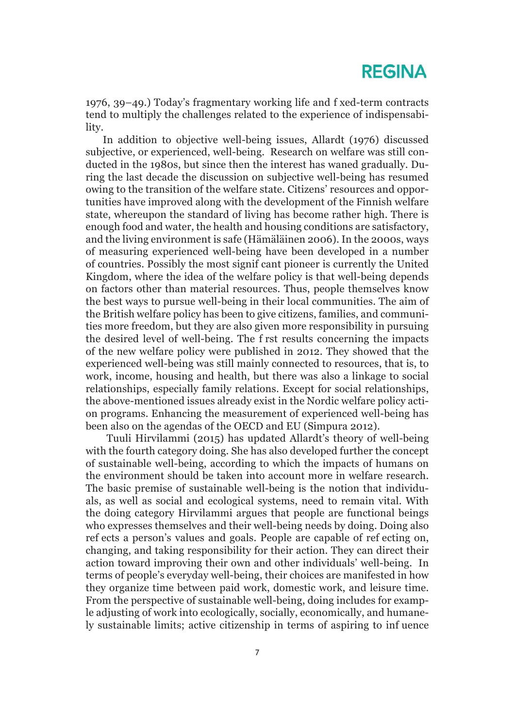1976, 39–49.) Today's fragmentary working life and fixed-term contracts tend to multiply the challenges related to the experience of indispensability.

In addition to objective well-being issues, Allardt (1976) discussed subjective, or experienced, well-being. Research on welfare was still conducted in the 1980s, but since then the interest has waned gradually. During the last decade the discussion on subjective well-being has resumed owing to the transition of the welfare state. Citizens' resources and opportunities have improved along with the development of the Finnish welfare state, whereupon the standard of living has become rather high. There is enough food and water, the health and housing conditions are satisfactory, and the living environment is safe (Hämäläinen 2006). In the 2000s, ways of measuring experienced well-being have been developed in a number of countries. Possibly the most significant pioneer is currently the United Kingdom, where the idea of the welfare policy is that well-being depends on factors other than material resources. Thus, people themselves know the best ways to pursue well-being in their local communities. The aim of the British welfare policy has been to give citizens, families, and communities more freedom, but they are also given more responsibility in pursuing the desired level of well-being. The first results concerning the impacts of the new welfare policy were published in 2012. They showed that the experienced well-being was still mainly connected to resources, that is, to work, income, housing and health, but there was also a linkage to social relationships, especially family relations. Except for social relationships, the above-mentioned issues already exist in the Nordic welfare policy action programs. Enhancing the measurement of experienced well-being has been also on the agendas of the OECD and EU (Simpura 2012).

Tuuli Hirvilammi (2015) has updated Allardt's theory of well-being with the fourth category doing. She has also developed further the concept of sustainable well-being, according to which the impacts of humans on the environment should be taken into account more in welfare research. The basic premise of sustainable well-being is the notion that individuals, as well as social and ecological systems, need to remain vital. With the doing category Hirvilammi argues that people are functional beings who expresses themselves and their well-being needs by doing. Doing also reflects a person's values and goals. People are capable of reflecting on, changing, and taking responsibility for their action. They can direct their action toward improving their own and other individuals' well-being. In terms of people's everyday well-being, their choices are manifested in how they organize time between paid work, domestic work, and leisure time. From the perspective of sustainable well-being, doing includes for example adjusting of work into ecologically, socially, economically, and humanely sustainable limits; active citizenship in terms of aspiring to influence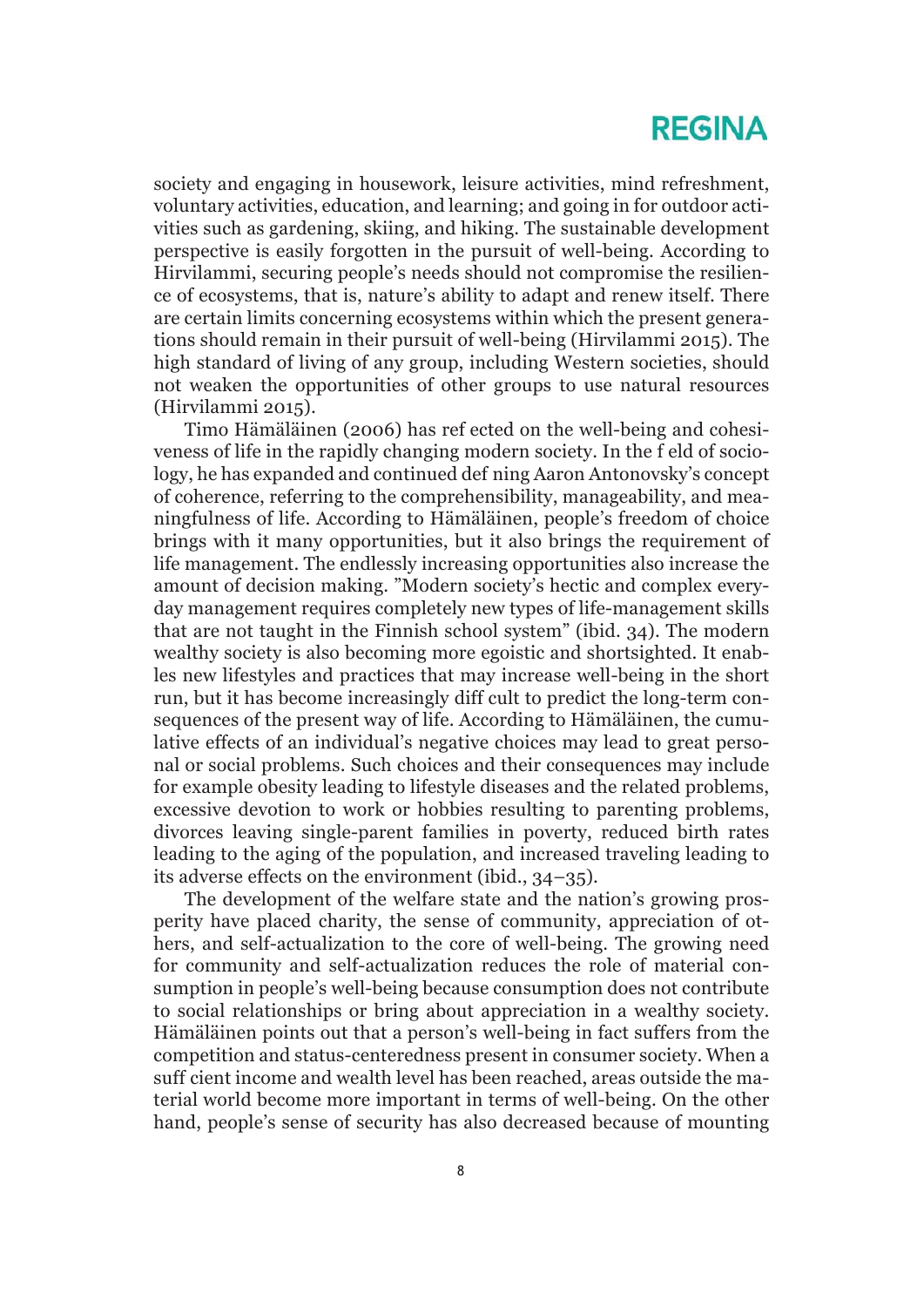society and engaging in housework, leisure activities, mind refreshment, voluntary activities, education, and learning; and going in for outdoor activities such as gardening, skiing, and hiking. The sustainable development perspective is easily forgotten in the pursuit of well-being. According to Hirvilammi, securing people's needs should not compromise the resilience of ecosystems, that is, nature's ability to adapt and renew itself. There are certain limits concerning ecosystems within which the present generations should remain in their pursuit of well-being (Hirvilammi 2015). The high standard of living of any group, including Western societies, should not weaken the opportunities of other groups to use natural resources (Hirvilammi 2015).

Timo Hämäläinen (2006) has reflected on the well-being and cohesiveness of life in the rapidly changing modern society. In the field of sociology, he has expanded and continued defining Aaron Antonovsky's concept of coherence, referring to the comprehensibility, manageability, and meaningfulness of life. According to Hämäläinen, people's freedom of choice brings with it many opportunities, but it also brings the requirement of life management. The endlessly increasing opportunities also increase the amount of decision making. "Modern society's hectic and complex everyday management requires completely new types of life-management skills that are not taught in the Finnish school system" (ibid. 34). The modern wealthy society is also becoming more egoistic and shortsighted. It enables new lifestyles and practices that may increase well-being in the short run, but it has become increasingly difficult to predict the long-term consequences of the present way of life. According to Hämäläinen, the cumulative effects of an individual's negative choices may lead to great personal or social problems. Such choices and their consequences may include for example obesity leading to lifestyle diseases and the related problems, excessive devotion to work or hobbies resulting to parenting problems, divorces leaving single-parent families in poverty, reduced birth rates leading to the aging of the population, and increased traveling leading to its adverse effects on the environment (ibid., 34–35).

The development of the welfare state and the nation's growing prosperity have placed charity, the sense of community, appreciation of others, and self-actualization to the core of well-being. The growing need for community and self-actualization reduces the role of material consumption in people's well-being because consumption does not contribute to social relationships or bring about appreciation in a wealthy society. Hämäläinen points out that a person's well-being in fact suffers from the competition and status-centeredness present in consumer society. When a sufficient income and wealth level has been reached, areas outside the material world become more important in terms of well-being. On the other hand, people's sense of security has also decreased because of mounting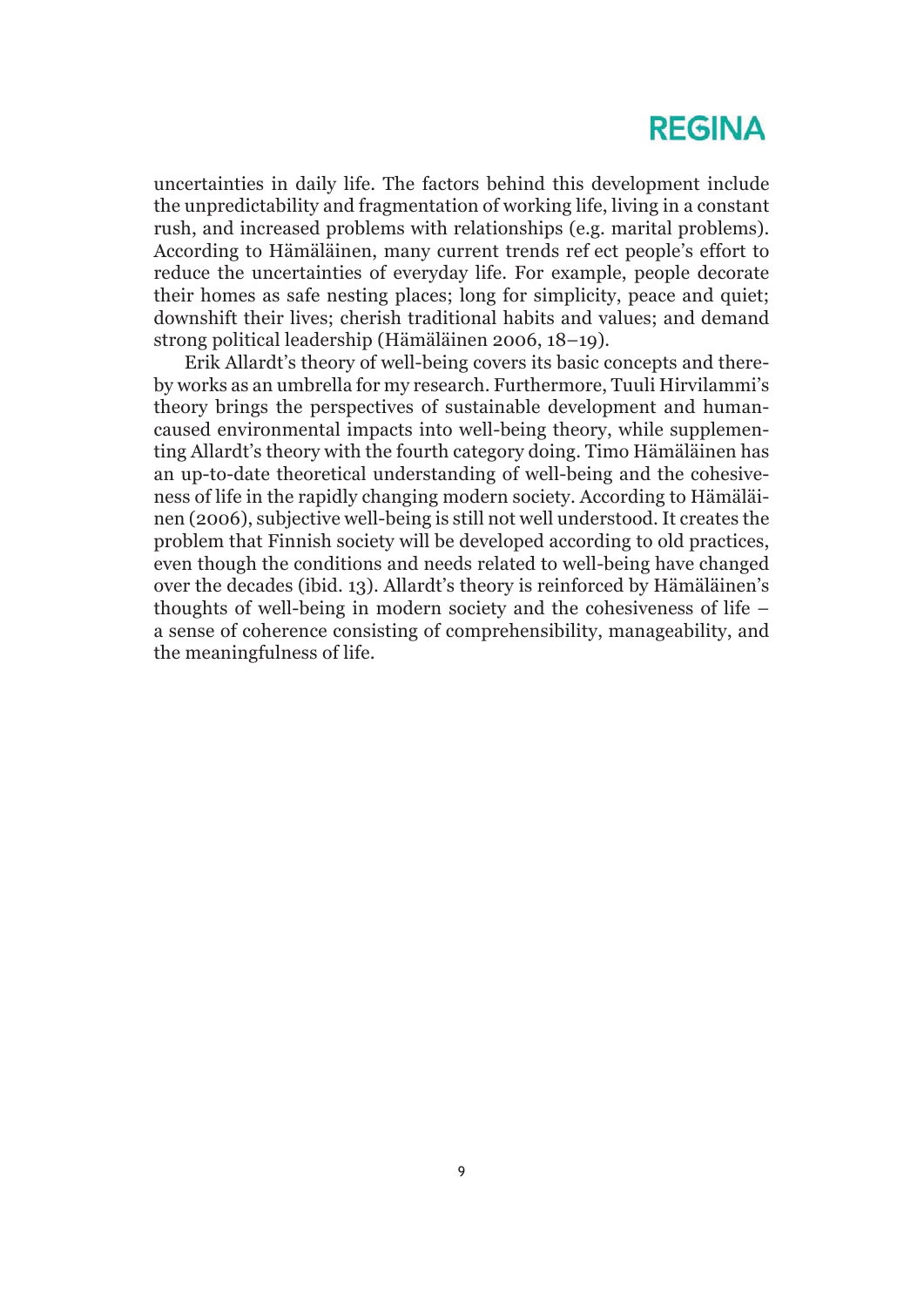uncertainties in daily life. The factors behind this development include the unpredictability and fragmentation of working life, living in a constant rush, and increased problems with relationships (e.g. marital problems). According to Hämäläinen, many current trends ref ect people's effort to reduce the uncertainties of everyday life. For example, people decorate their homes as safe nesting places; long for simplicity, peace and quiet; downshift their lives; cherish traditional habits and values; and demand strong political leadership (Hämäläinen 2006, 18–19).

Erik Allardt's theory of well-being covers its basic concepts and thereby works as an umbrella for my research. Furthermore, Tuuli Hirvilammi's theory brings the perspectives of sustainable development and human-caused environmental impacts into well-being theory, while supplementing Allardt's theory with the fourth category doing. Timo Hämäläinen has an up-to-date theoretical understanding of well-being and the cohesiveness of life in the rapidly changing modern society. According to Hämäläinen (2006), subjective well-being is still not well understood. It creates the problem that Finnish society will be developed according to old practices, even though the conditions and needs related to well-being have changed over the decades (ibid. 13). Allardt's theory is reinforced by Hämäläinen's thoughts of well-being in modern society and the cohesiveness of life – a sense of coherence consisting of comprehensibility, manageability, and the meaningfulness of life.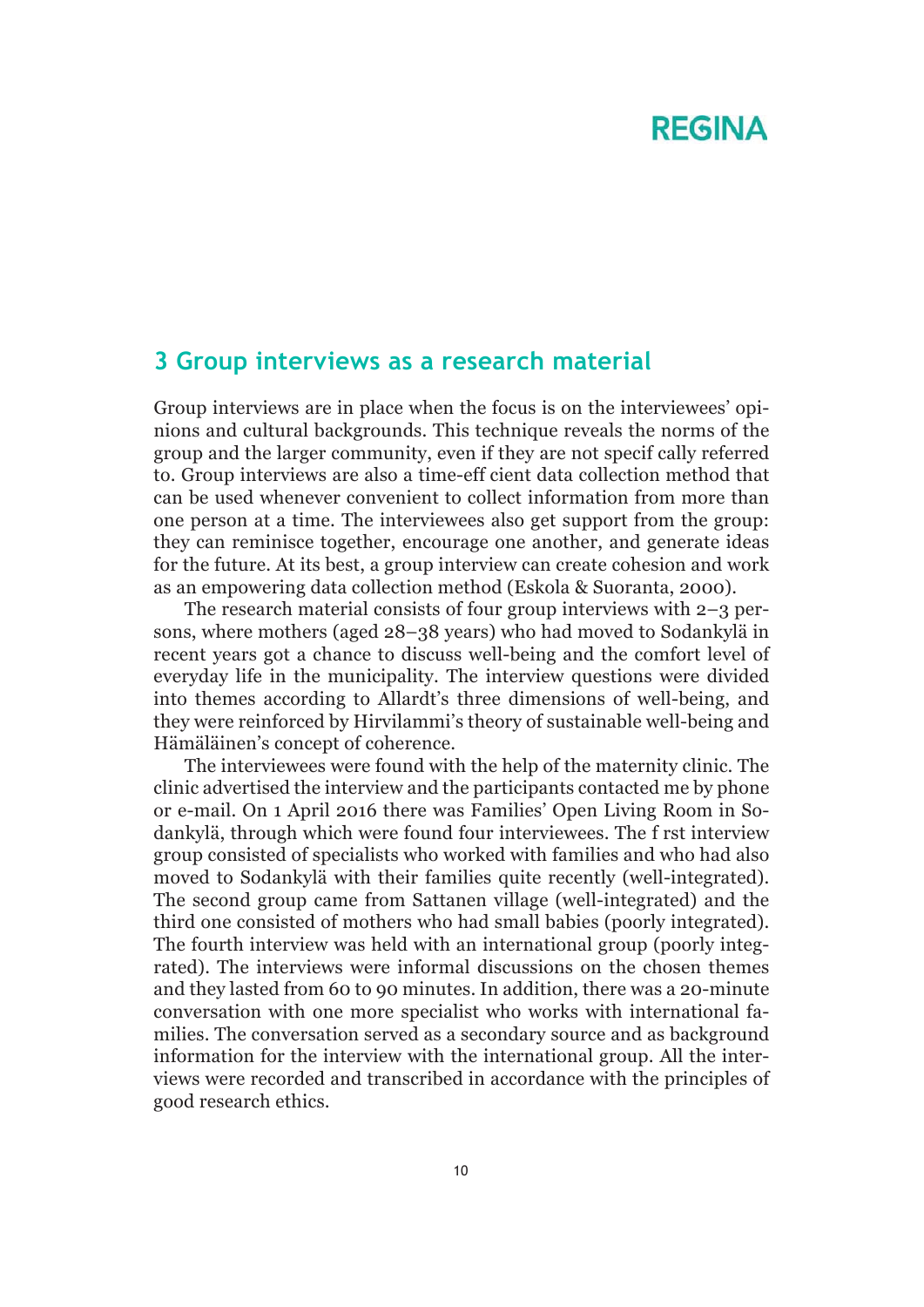## 3 Group interviews as a research material

Group interviews are in place when the focus is on the interviewees' opinions and cultural backgrounds. This technique reveals the norms of the group and the larger community, even if they are not specifically referred to. Group interviews are also a time-efficient data collection method that can be used whenever convenient to collect information from more than one person at a time. The interviewees also get support from the group: they can reminisce together, encourage one another, and generate ideas for the future. At its best, a group interview can create cohesion and work as an empowering data collection method (Eskola & Suoranta, 2000).

The research material consists of four group interviews with 2–3 persons, where mothers (aged 28–38 years) who had moved to Sodankylä in recent years got a chance to discuss well-being and the comfort level of everyday life in the municipality. The interview questions were divided into themes according to Allardt's three dimensions of well-being, and they were reinforced by Hirvilammi's theory of sustainable well-being and Hämäläinen's concept of coherence.

The interviewees were found with the help of the maternity clinic. The clinic advertised the interview and the participants contacted me by phone or e-mail. On 1 April 2016 there was Families' Open Living Room in Sodankylä, through which were found four interviewees. The first interview group consisted of specialists who worked with families and who had also moved to Sodankylä with their families quite recently (well-integrated). The second group came from Sattanen village (well-integrated) and the third one consisted of mothers who had small babies (poorly integrated). The fourth interview was held with an international group (poorly integrated). The interviews were informal discussions on the chosen themes and they lasted from 60 to 90 minutes. In addition, there was a 20-minute conversation with one more specialist who works with international families. The conversation served as a secondary source and as background information for the interview with the international group. All the interviews were recorded and transcribed in accordance with the principles of good research ethics.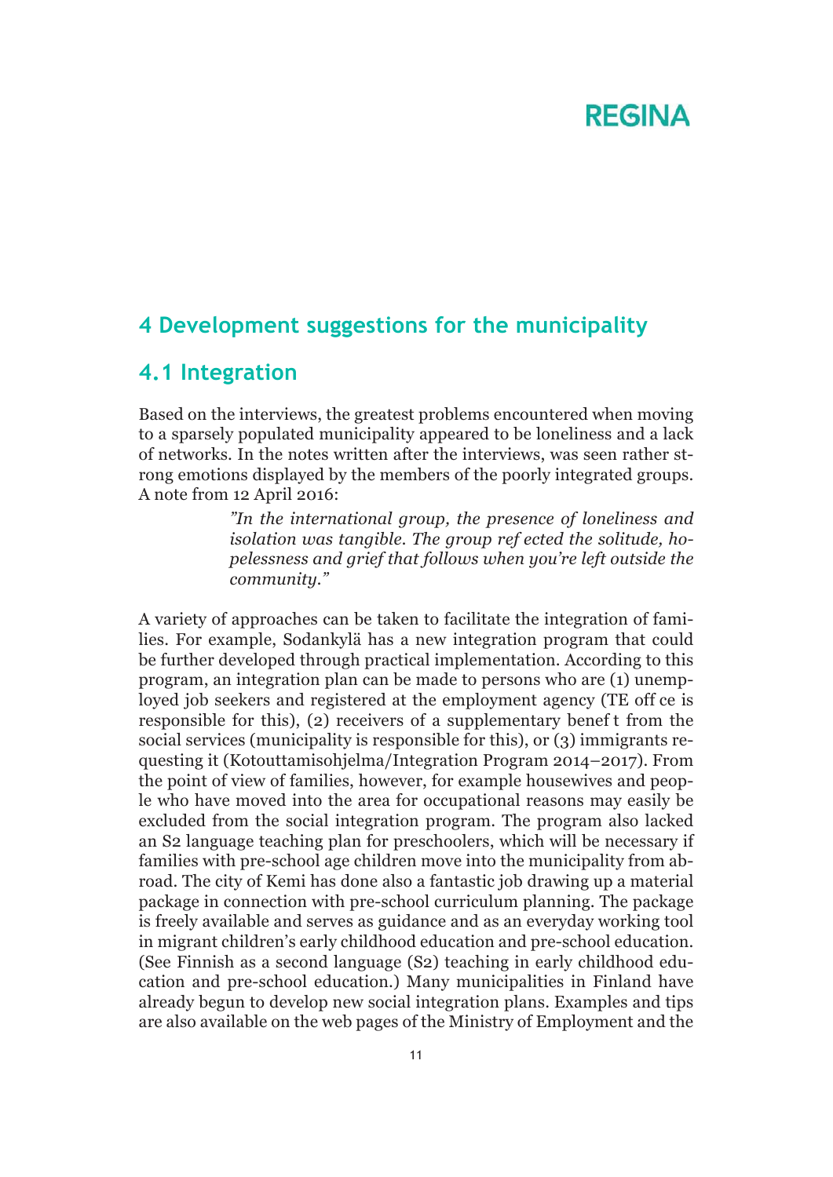# 4 Development suggestions for the municipality

## 4.1 Integration

Based on the interviews, the greatest problems encountered when moving to a sparsely populated municipality appeared to be loneliness and a lack of networks. In the notes written after the interviews, was seen rather strong emotions displayed by the members of the poorly integrated groups. A note from 12 April 2016:

> *"In the international group, the presence of loneliness and isolation was tangible. The group ref ected the solitude, hopelessness and grief that follows when you're left outside the community."*

A variety of approaches can be taken to facilitate the integration of families. For example, Sodankylä has a new integration program that could be further developed through practical implementation. According to this program, an integration plan can be made to persons who are (1) unemployed job seekers and registered at the employment agency (TE off ce is responsible for this), (2) receivers of a supplementary benef t from the social services (municipality is responsible for this), or (3) immigrants requesting it (Kotouttamisohjelma/Integration Program 2014–2017). From the point of view of families, however, for example housewives and people who have moved into the area for occupational reasons may easily be excluded from the social integration program. The program also lacked an S2 language teaching plan for preschoolers, which will be necessary if families with pre-school age children move into the municipality from abroad. The city of Kemi has done also a fantastic job drawing up a material package in connection with pre-school curriculum planning. The package is freely available and serves as guidance and as an everyday working tool in migrant children's early childhood education and pre-school education. (See Finnish as a second language (S2) teaching in early childhood education and pre-school education.) Many municipalities in Finland have already begun to develop new social integration plans. Examples and tips are also available on the web pages of the Ministry of Employment and the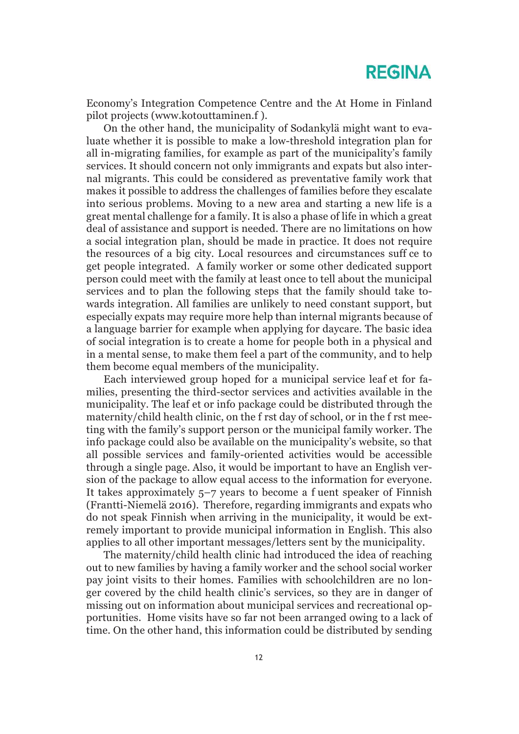Economy's Integration Competence Centre and the At Home in Finland pilot projects (www.kotouttaminen.f ).

On the other hand, the municipality of Sodankylä might want to evaluate whether it is possible to make a low-threshold integration plan for all in-migrating families, for example as part of the municipality's family services. It should concern not only immigrants and expats but also internal migrants. This could be considered as preventative family work that makes it possible to address the challenges of families before they escalate into serious problems. Moving to a new area and starting a new life is a great mental challenge for a family. It is also a phase of life in which a great deal of assistance and support is needed. There are no limitations on how a social integration plan, should be made in practice. It does not require the resources of a big city. Local resources and circumstances suff ce to get people integrated. A family worker or some other dedicated support person could meet with the family at least once to tell about the municipal services and to plan the following steps that the family should take towards integration. All families are unlikely to need constant support, but especially expats may require more help than internal migrants because of a language barrier for example when applying for daycare. The basic idea of social integration is to create a home for people both in a physical and in a mental sense, to make them feel a part of the community, and to help them become equal members of the municipality.

Each interviewed group hoped for a municipal service leaf et for families, presenting the third-sector services and activities available in the municipality. The leaf et or info package could be distributed through the maternity/child health clinic, on the f rst day of school, or in the f rst meeting with the family's support person or the municipal family worker. The info package could also be available on the municipality's website, so that all possible services and family-oriented activities would be accessible through a single page. Also, it would be important to have an English version of the package to allow equal access to the information for everyone. It takes approximately 5–7 years to become a f uent speaker of Finnish (Frantti-Niemelä 2016). Therefore, regarding immigrants and expats who do not speak Finnish when arriving in the municipality, it would be extremely important to provide municipal information in English. This also applies to all other important messages/letters sent by the municipality.

The maternity/child health clinic had introduced the idea of reaching out to new families by having a family worker and the school social worker pay joint visits to their homes. Families with schoolchildren are no longer covered by the child health clinic's services, so they are in danger of missing out on information about municipal services and recreational opportunities. Home visits have so far not been arranged owing to a lack of time. On the other hand, this information could be distributed by sending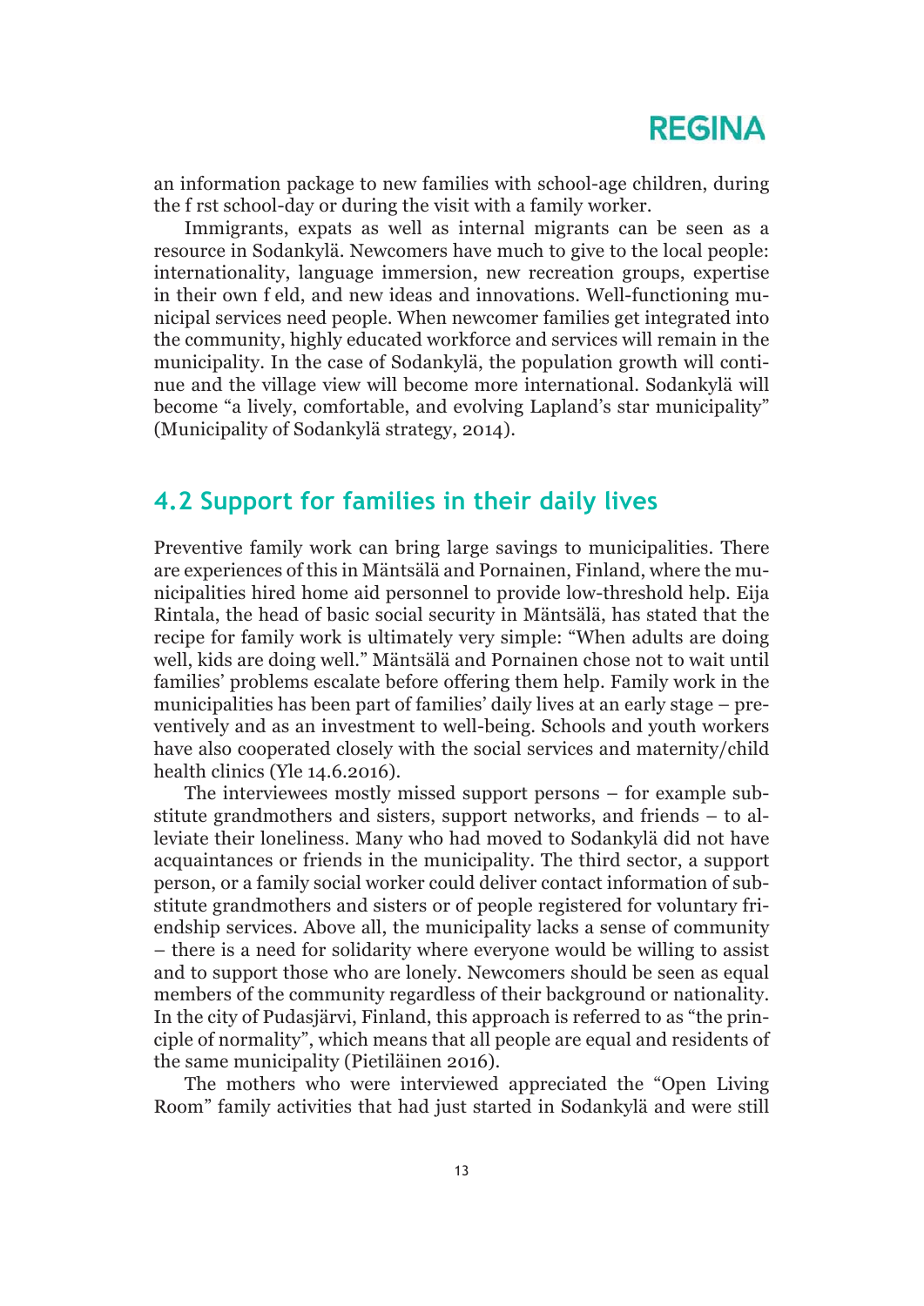an information package to new families with school-age children, during the f rst school-day or during the visit with a family worker.

Immigrants, expats as well as internal migrants can be seen as a resource in Sodankylä. Newcomers have much to give to the local people: internationality, language immersion, new recreation groups, expertise in their own f eld, and new ideas and innovations. Well-functioning municipal services need people. When newcomer families get integrated into the community, highly educated workforce and services will remain in the municipality. In the case of Sodankylä, the population growth will continue and the village view will become more international. Sodankylä will become "a lively, comfortable, and evolving Lapland's star municipality" (Municipality of Sodankylä strategy, 2014).

## 4.2 Support for families in their daily lives

Preventive family work can bring large savings to municipalities. There are experiences of this in Mäntsälä and Pornainen, Finland, where the municipalities hired home aid personnel to provide low-threshold help. Eija Rintala, the head of basic social security in Mäntsälä, has stated that the recipe for family work is ultimately very simple: "When adults are doing well, kids are doing well." Mäntsälä and Pornainen chose not to wait until families' problems escalate before offering them help. Family work in the municipalities has been part of families' daily lives at an early stage – preventively and as an investment to well-being. Schools and youth workers have also cooperated closely with the social services and maternity/child health clinics (Yle 14.6.2016).

The interviewees mostly missed support persons – for example substitute grandmothers and sisters, support networks, and friends – to alleviate their loneliness. Many who had moved to Sodankylä did not have acquaintances or friends in the municipality. The third sector, a support person, or a family social worker could deliver contact information of substitute grandmothers and sisters or of people registered for voluntary friendship services. Above all, the municipality lacks a sense of community – there is a need for solidarity where everyone would be willing to assist and to support those who are lonely. Newcomers should be seen as equal members of the community regardless of their background or nationality. In the city of Pudasjärvi, Finland, this approach is referred to as "the principle of normality", which means that all people are equal and residents of the same municipality (Pietiläinen 2016).

The mothers who were interviewed appreciated the "Open Living Room" family activities that had just started in Sodankylä and were still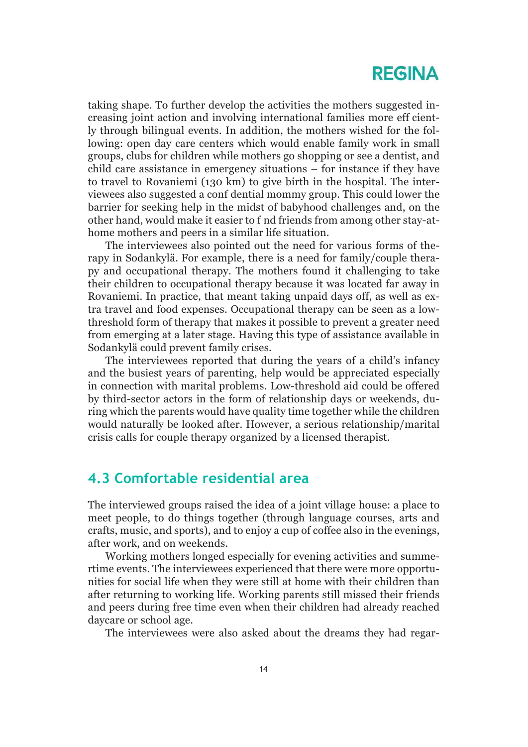taking shape. To further develop the activities the mothers suggested increasing joint action and involving international families more eff ciently through bilingual events. In addition, the mothers wished for the following: open day care centers which would enable family work in small groups, clubs for children while mothers go shopping or see a dentist, and child care assistance in emergency situations – for instance if they have to travel to Rovaniemi (130 km) to give birth in the hospital. The interviewees also suggested a conf dential mommy group. This could lower the barrier for seeking help in the midst of babyhood challenges and, on the other hand, would make it easier to f nd friends from among other stay-at-home mothers and peers in a similar life situation.

The interviewees also pointed out the need for various forms of therapy in Sodankylä. For example, there is a need for family/couple therapy and occupational therapy. The mothers found it challenging to take their children to occupational therapy because it was located far away in Rovaniemi. In practice, that meant taking unpaid days off, as well as extra travel and food expenses. Occupational therapy can be seen as a low-threshold form of therapy that makes it possible to prevent a greater need from emerging at a later stage. Having this type of assistance available in Sodankylä could prevent family crises.

The interviewees reported that during the years of a child's infancy and the busiest years of parenting, help would be appreciated especially in connection with marital problems. Low-threshold aid could be offered by third-sector actors in the form of relationship days or weekends, during which the parents would have quality time together while the children would naturally be looked after. However, a serious relationship/marital crisis calls for couple therapy organized by a licensed therapist.

## 4.3 Comfortable residential area

The interviewed groups raised the idea of a joint village house: a place to meet people, to do things together (through language courses, arts and crafts, music, and sports), and to enjoy a cup of coffee also in the evenings, after work, and on weekends.

Working mothers longed especially for evening activities and summertime events. The interviewees experienced that there were more opportunities for social life when they were still at home with their children than after returning to working life. Working parents still missed their friends and peers during free time even when their children had already reached daycare or school age.

The interviewees were also asked about the dreams they had regar-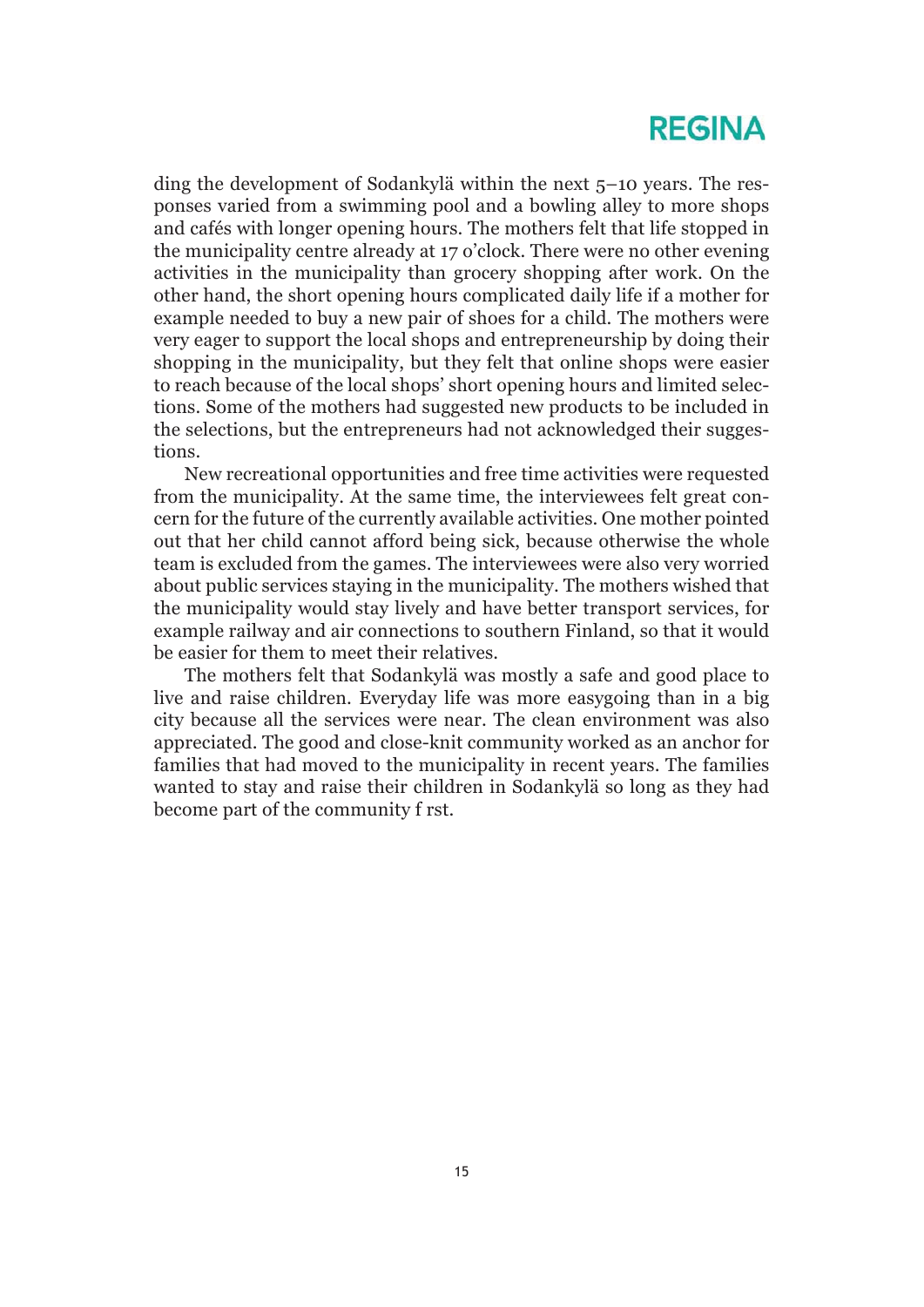ding the development of Sodankylä within the next 5–10 years. The responses varied from a swimming pool and a bowling alley to more shops and cafés with longer opening hours. The mothers felt that life stopped in the municipality centre already at 17 o'clock. There were no other evening activities in the municipality than grocery shopping after work. On the other hand, the short opening hours complicated daily life if a mother for example needed to buy a new pair of shoes for a child. The mothers were very eager to support the local shops and entrepreneurship by doing their shopping in the municipality, but they felt that online shops were easier to reach because of the local shops' short opening hours and limited selections. Some of the mothers had suggested new products to be included in the selections, but the entrepreneurs had not acknowledged their suggestions.

New recreational opportunities and free time activities were requested from the municipality. At the same time, the interviewees felt great concern for the future of the currently available activities. One mother pointed out that her child cannot afford being sick, because otherwise the whole team is excluded from the games. The interviewees were also very worried about public services staying in the municipality. The mothers wished that the municipality would stay lively and have better transport services, for example railway and air connections to southern Finland, so that it would be easier for them to meet their relatives.

The mothers felt that Sodankylä was mostly a safe and good place to live and raise children. Everyday life was more easygoing than in a big city because all the services were near. The clean environment was also appreciated. The good and close-knit community worked as an anchor for families that had moved to the municipality in recent years. The families wanted to stay and raise their children in Sodankylä so long as they had become part of the community f rst.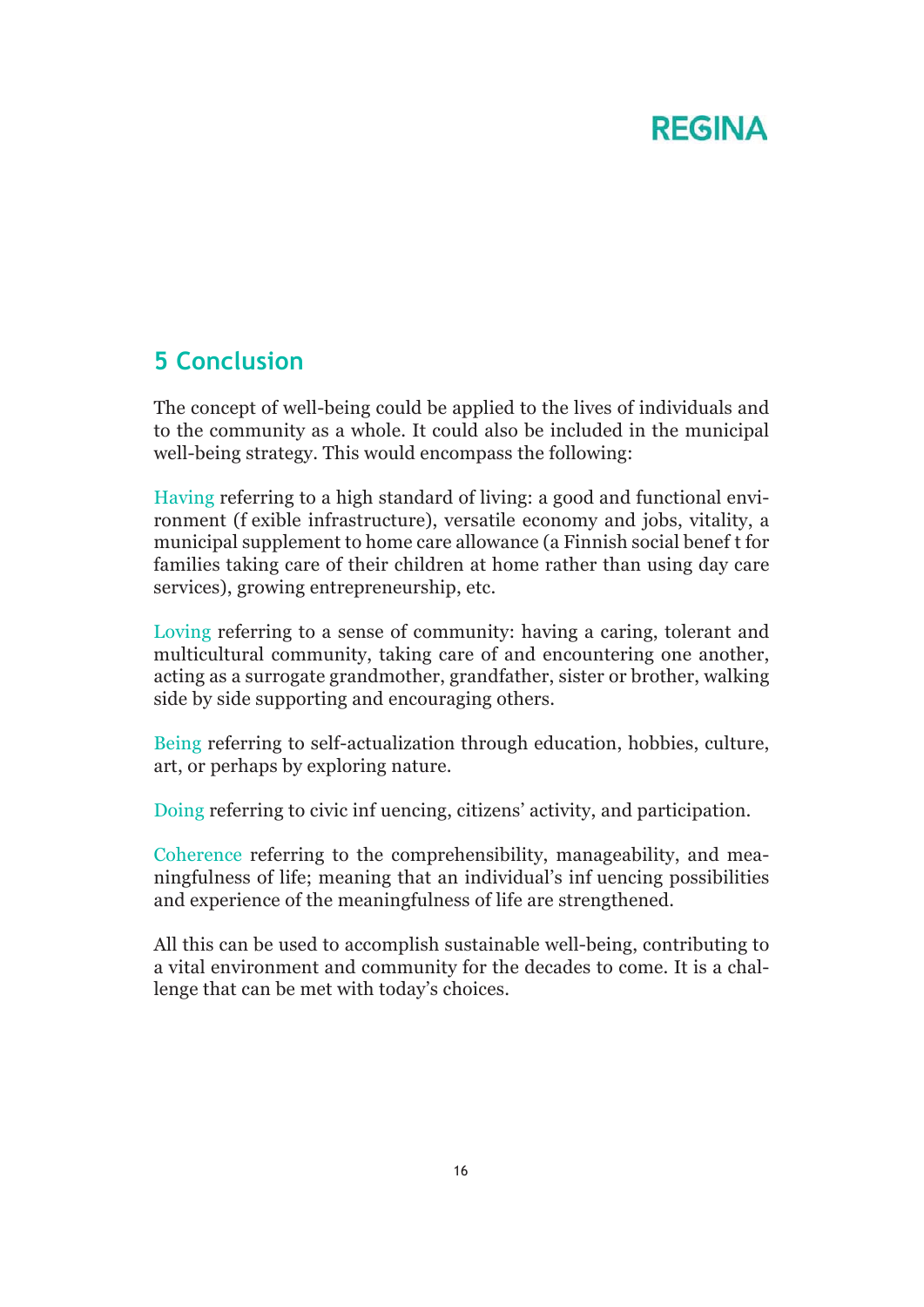## 5 Conclusion

The concept of well-being could be applied to the lives of individuals and to the community as a whole. It could also be included in the municipal well-being strategy. This would encompass the following:

Having referring to a high standard of living: a good and functional environment (flexible infrastructure), versatile economy and jobs, vitality, a municipal supplement to home care allowance (a Finnish social benefit for families taking care of their children at home rather than using day care services), growing entrepreneurship, etc.

Loving referring to a sense of community: having a caring, tolerant and multicultural community, taking care of and encountering one another, acting as a surrogate grandmother, grandfather, sister or brother, walking side by side supporting and encouraging others.

Being referring to self-actualization through education, hobbies, culture, art, or perhaps by exploring nature.

Doing referring to civic influencing, citizens' activity, and participation.

Coherence referring to the comprehensibility, manageability, and meaningfulness of life; meaning that an individual's influencing possibilities and experience of the meaningfulness of life are strengthened.

All this can be used to accomplish sustainable well-being, contributing to a vital environment and community for the decades to come. It is a challenge that can be met with today's choices.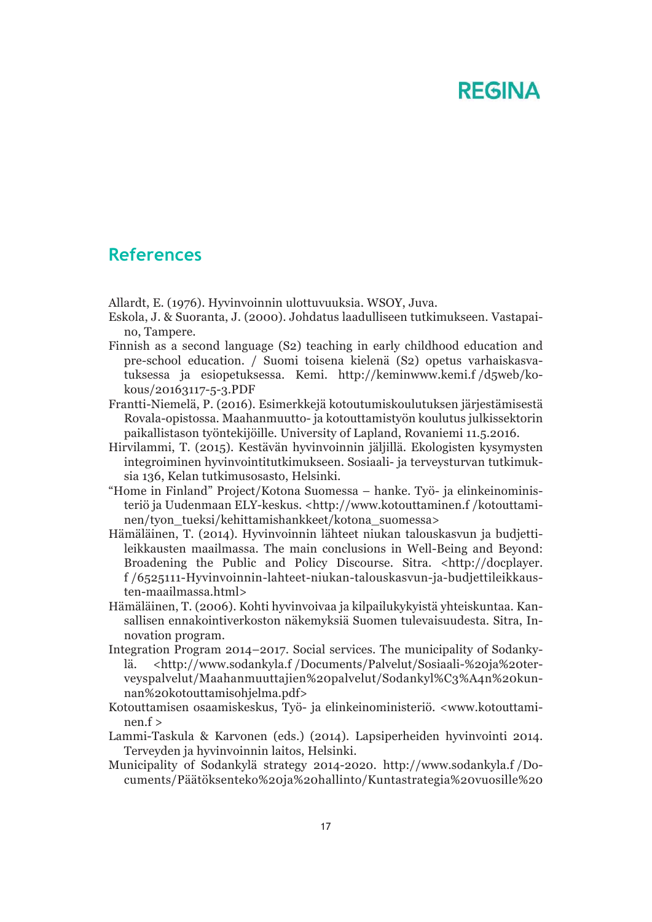## References

Allardt, E. (1976). Hyvinvoinnin ulottuvuuksia. WSOY, Juva.

Eskola, J. & Suoranta, J. (2000). Johdatus laadulliseen tutkimukseen. Vastapaino, Tampere.

Finnish as a second language (S2) teaching in early childhood education and pre-school education. / Suomi toisena kielenä (S2) opetus varhaiskasvatuksessa ja esiopetuksessa. Kemi. http://keminwww.kemi.f /d5web/kokous/20163117-5-3.PDF

Frantti-Niemelä, P. (2016). Esimerkkejä kotoutumiskoulutuksen järjestämisestä Rovala-opistossa. Maahanmuutto- ja kotouttamistyön koulutus julkissektorin paikallistason työntekijöille. University of Lapland, Rovaniemi 11.5.2016.

Hirvilammi, T. (2015). Kestävän hyvinvoinnin jäljillä. Ekologisten kysymysten integroiminen hyvinvointitutkimukseen. Sosiaali- ja terveysturvan tutkimuksia 136, Kelan tutkimusosasto, Helsinki.

"Home in Finland" Project/Kotona Suomessa – hanke. Työ- ja elinkeinoministeriö ja Uudenmaan ELY-keskus. <http://www.kotouttaminen.f /kotouttaminen/tyon_tueksi/kehittamishankkeet/kotona_suomessa>

Hämäläinen, T. (2014). Hyvinvoinnin lähteet niukan talouskasvun ja budjettileikkausten maailmassa. The main conclusions in Well-Being and Beyond: Broadening the Public and Policy Discourse. Sitra. <http://docplayer.f /6525111-Hyvinvoinnin-lahteet-niukan-talouskasvun-ja-budjettileikkausten-maailmassa.html>

Hämäläinen, T. (2006). Kohti hyvinvoivaa ja kilpailukykyistä yhteiskuntaa. Kansallisen ennakointiverkoston näkemyksiä Suomen tulevaisuudesta. Sitra, Innovation program.

Integration Program 2014–2017. Social services. The municipality of Sodankylä. <http://www.sodankyla.f /Documents/Palvelut/Sosiaali-%20ja%20terveyspalvelut/Maahanmuuttajien%20palvelut/Sodankyl%C3%A4n%20kunnan%20kotouttamisohjelma.pdf>

Kotouttamisen osaamiskeskus, Työ- ja elinkeinoministeriö. <www.kotouttaminen.f >

Lammi-Taskula & Karvonen (eds.) (2014). Lapsiperheiden hyvinvointi 2014. Terveyden ja hyvinvoinnin laitos, Helsinki.

Municipality of Sodankylä strategy 2014-2020. http://www.sodankyla.f /Documents/Päätöksenteko%20ja%20hallinto/Kuntastrategia%20vuosille%20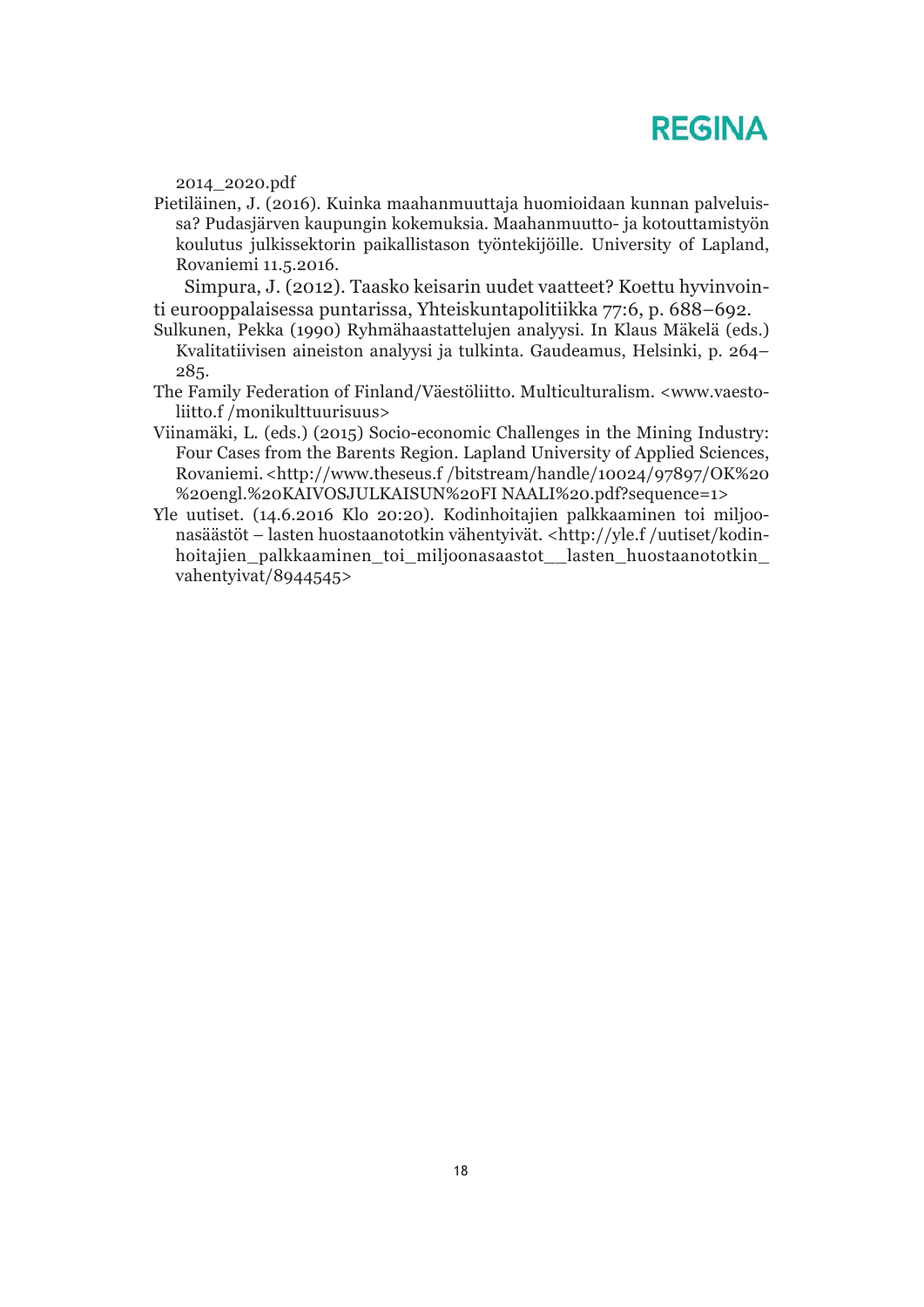2014_2020.pdf

Pietiläinen, J. (2016). Kuinka maahanmuuttaja huomioidaan kunnan palveluissa? Pudasjärven kaupungin kokemuksia. Maahanmuutto- ja kotouttamistyön koulutus julkissektorin paikallistason työntekijöille. University of Lapland, Rovaniemi 11.5.2016.

Simpura, J. (2012). Taasko keisarin uudet vaatteet? Koettu hyvinvointi eurooppalaisessa puntarissa, Yhteiskuntapolitiikka 77:6, p. 688–692.

Sulkunen, Pekka (1990) Ryhmähaastattelujen analyysi. In Klaus Mäkelä (eds.) Kvalitatiivisen aineiston analyysi ja tulkinta. Gaudeamus, Helsinki, p. 264–285.

The Family Federation of Finland/Väestöliitto. Multiculturalism. <www.vaestoliitto.f /monikulttuurisuus>

Viinamäki, L. (eds.) (2015) Socio-economic Challenges in the Mining Industry: Four Cases from the Barents Region. Lapland University of Applied Sciences, Rovaniemi. <http://www.theseus.f /bitstream/handle/10024/97897/OK%20%20engl.%20KAIVOSJULKAISUN%20FI NAALI%20.pdf?sequence=1>

Yle uutiset. (14.6.2016 Klo 20:20). Kodinhoitajien palkkaaminen toi miljoonasäästöt – lasten huostaanototkin vähentyivät. <http://yle.f /uutiset/kodinhoitajien_palkkaaminen_toi_miljoonasaastot__lasten_huostaanototkin_vahentyivat/8944545>